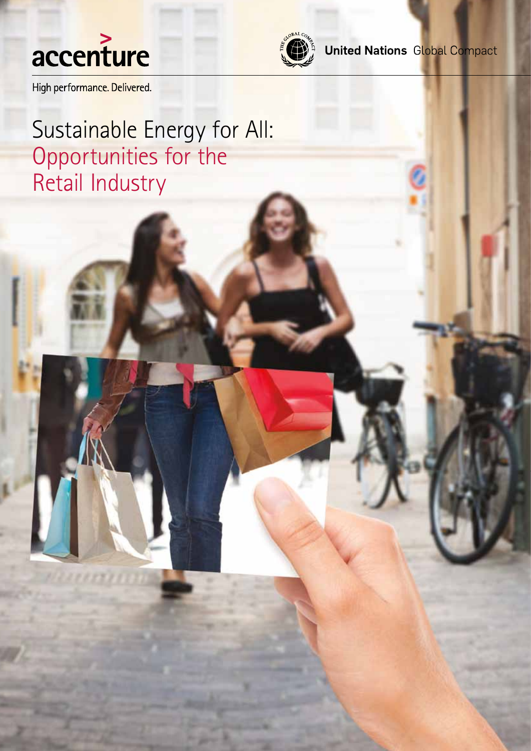accenture

High performance. Delivered.

United Nations Global Compact

# Sustainable Energy for All: Opportunities for the Retail Industry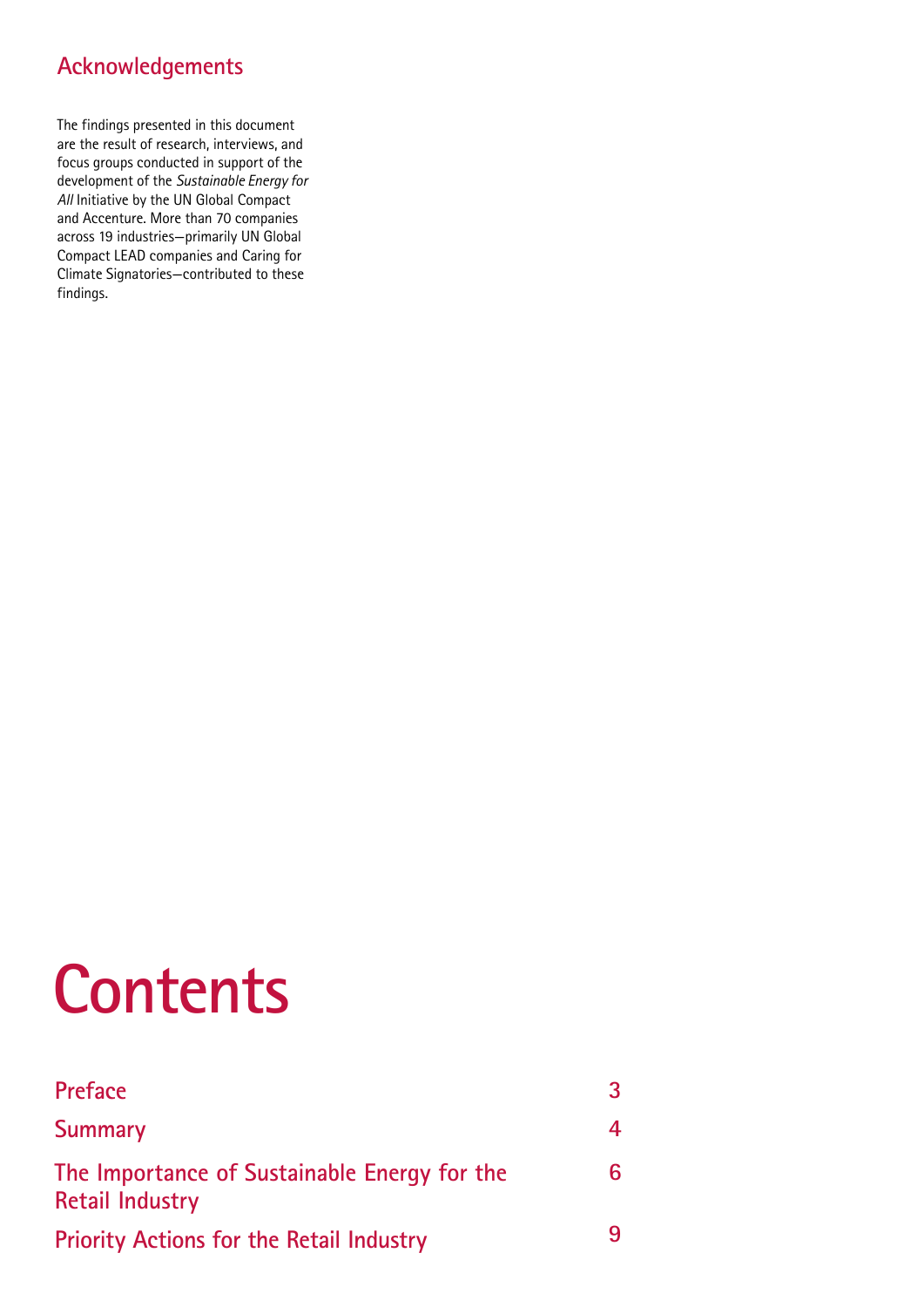## Acknowledgements

The findings presented in this document are the result of research, interviews, and focus groups conducted in support of the development of the *Sustainable Energy for All* Initiative by the UN Global Compact and Accenture. More than 70 companies across 19 industries—primarily UN Global Compact LEAD companies and Caring for Climate Signatories—contributed to these findings.

# Contents

| | |
|---|---|
| Preface | 3 |
| Summary | 4 |
| The Importance of Sustainable Energy for the Retail Industry | 6 |
| Priority Actions for the Retail Industry | 9 |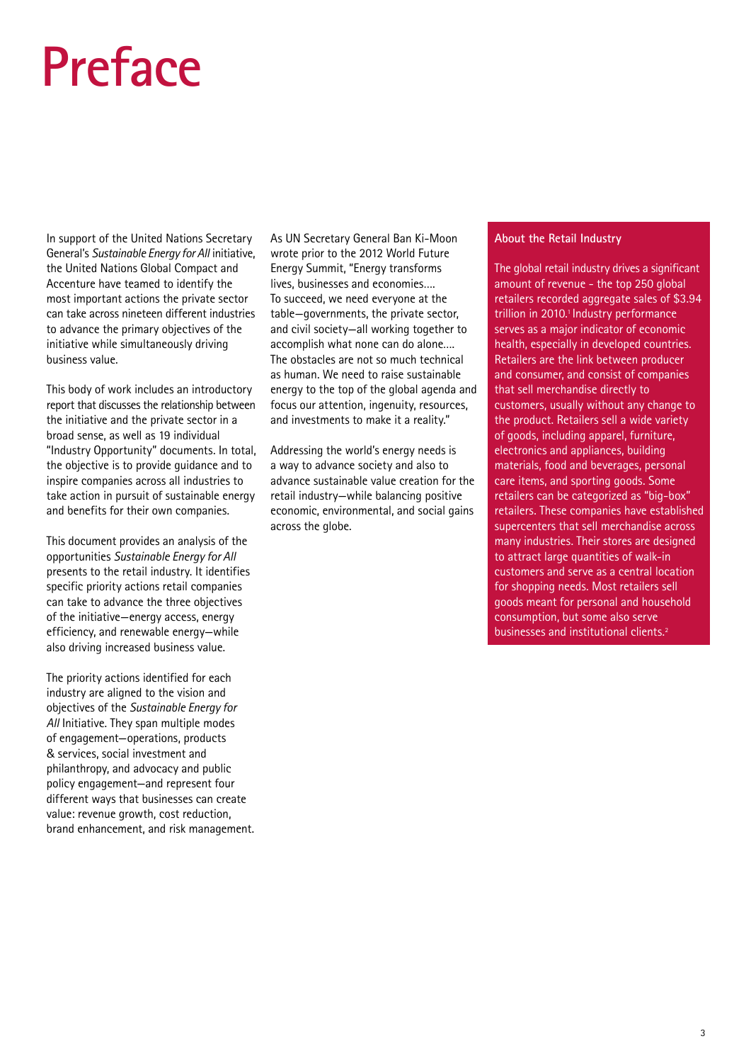# Preface

In support of the United Nations Secretary General's *Sustainable Energy for All* initiative, the United Nations Global Compact and Accenture have teamed to identify the most important actions the private sector can take across nineteen different industries to advance the primary objectives of the initiative while simultaneously driving business value.

This body of work includes an introductory report that discusses the relationship between the initiative and the private sector in a broad sense, as well as 19 individual "Industry Opportunity" documents. In total, the objective is to provide guidance and to inspire companies across all industries to take action in pursuit of sustainable energy and benefits for their own companies.

This document provides an analysis of the opportunities *Sustainable Energy for All* presents to the retail industry. It identifies specific priority actions retail companies can take to advance the three objectives of the initiative—energy access, energy efficiency, and renewable energy—while also driving increased business value.

The priority actions identified for each industry are aligned to the vision and objectives of the *Sustainable Energy for All* Initiative. They span multiple modes of engagement—operations, products & services, social investment and philanthropy, and advocacy and public policy engagement—and represent four different ways that businesses can create value: revenue growth, cost reduction, brand enhancement, and risk management.

As UN Secretary General Ban Ki-Moon wrote prior to the 2012 World Future Energy Summit, "Energy transforms lives, businesses and economies…. To succeed, we need everyone at the table—governments, the private sector, and civil society—all working together to accomplish what none can do alone…. The obstacles are not so much technical as human. We need to raise sustainable energy to the top of the global agenda and focus our attention, ingenuity, resources, and investments to make it a reality."

Addressing the world's energy needs is a way to advance society and also to advance sustainable value creation for the retail industry—while balancing positive economic, environmental, and social gains across the globe.

**About the Retail Industry**

The global retail industry drives a significant amount of revenue - the top 250 global retailers recorded aggregate sales of $3.94 trillion in 2010.[1] Industry performance serves as a major indicator of economic health, especially in developed countries. Retailers are the link between producer and consumer, and consist of companies that sell merchandise directly to customers, usually without any change to the product. Retailers sell a wide variety of goods, including apparel, furniture, electronics and appliances, building materials, food and beverages, personal care items, and sporting goods. Some retailers can be categorized as "big-box" retailers. These companies have established supercenters that sell merchandise across many industries. Their stores are designed to attract large quantities of walk-in customers and serve as a central location for shopping needs. Most retailers sell goods meant for personal and household consumption, but some also serve businesses and institutional clients.[2]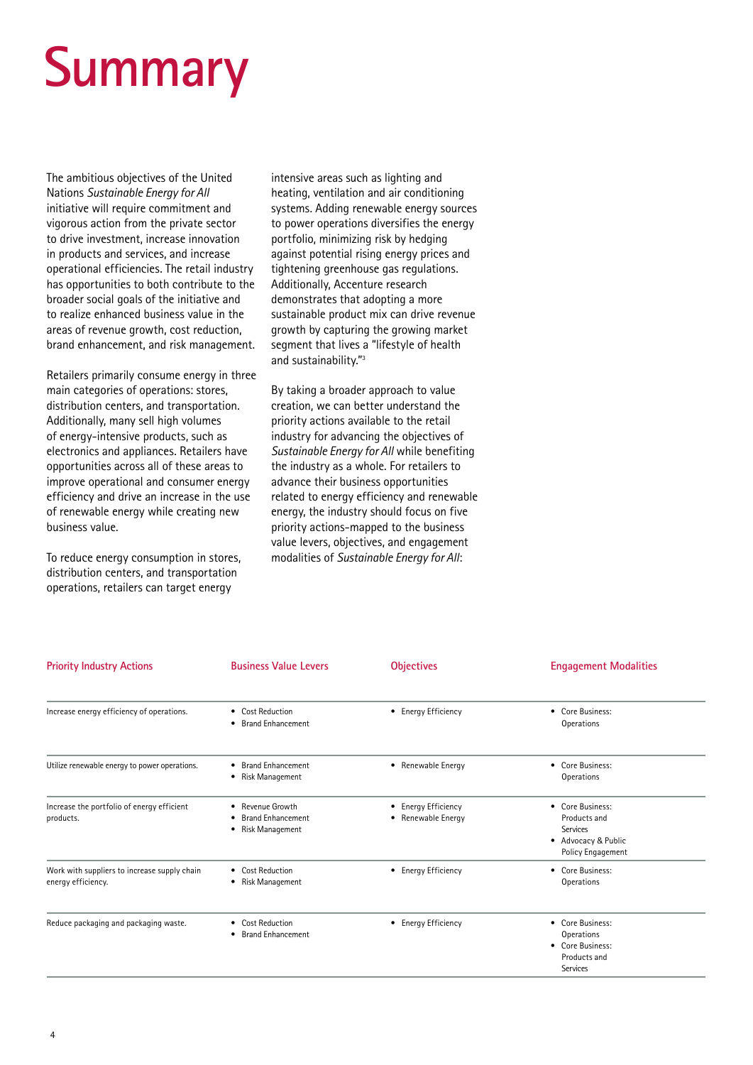# Summary

The ambitious objectives of the United Nations *Sustainable Energy for All* initiative will require commitment and vigorous action from the private sector to drive investment, increase innovation in products and services, and increase operational efficiencies. The retail industry has opportunities to both contribute to the broader social goals of the initiative and to realize enhanced business value in the areas of revenue growth, cost reduction, brand enhancement, and risk management.

Retailers primarily consume energy in three main categories of operations: stores, distribution centers, and transportation. Additionally, many sell high volumes of energy-intensive products, such as electronics and appliances. Retailers have opportunities across all of these areas to improve operational and consumer energy efficiency and drive an increase in the use of renewable energy while creating new business value.

To reduce energy consumption in stores, distribution centers, and transportation operations, retailers can target energy intensive areas such as lighting and heating, ventilation and air conditioning systems. Adding renewable energy sources to power operations diversifies the energy portfolio, minimizing risk by hedging against potential rising energy prices and tightening greenhouse gas regulations. Additionally, Accenture research demonstrates that adopting a more sustainable product mix can drive revenue growth by capturing the growing market segment that lives a "lifestyle of health and sustainability."[3]

By taking a broader approach to value creation, we can better understand the priority actions available to the retail industry for advancing the objectives of *Sustainable Energy for All* while benefiting the industry as a whole. For retailers to advance their business opportunities related to energy efficiency and renewable energy, the industry should focus on five priority actions-mapped to the business value levers, objectives, and engagement modalities of *Sustainable Energy for All*:

| Priority Industry Actions | Business Value Levers | Objectives | Engagement Modalities |
| --- | --- | --- | --- |
| Increase energy efficiency of operations. | • Cost Reduction<br>• Brand Enhancement | • Energy Efficiency | • Core Business: Operations |
| Utilize renewable energy to power operations. | • Brand Enhancement<br>• Risk Management | • Renewable Energy | • Core Business: Operations |
| Increase the portfolio of energy efficient products. | • Revenue Growth<br>• Brand Enhancement<br>• Risk Management | • Energy Efficiency<br>• Renewable Energy | • Core Business: Products and Services<br>• Advocacy & Public Policy Engagement |
| Work with suppliers to increase supply chain energy efficiency. | • Cost Reduction<br>• Risk Management | • Energy Efficiency | • Core Business: Operations |
| Reduce packaging and packaging waste. | • Cost Reduction<br>• Brand Enhancement | • Energy Efficiency | • Core Business: Operations<br>• Core Business: Products and Services |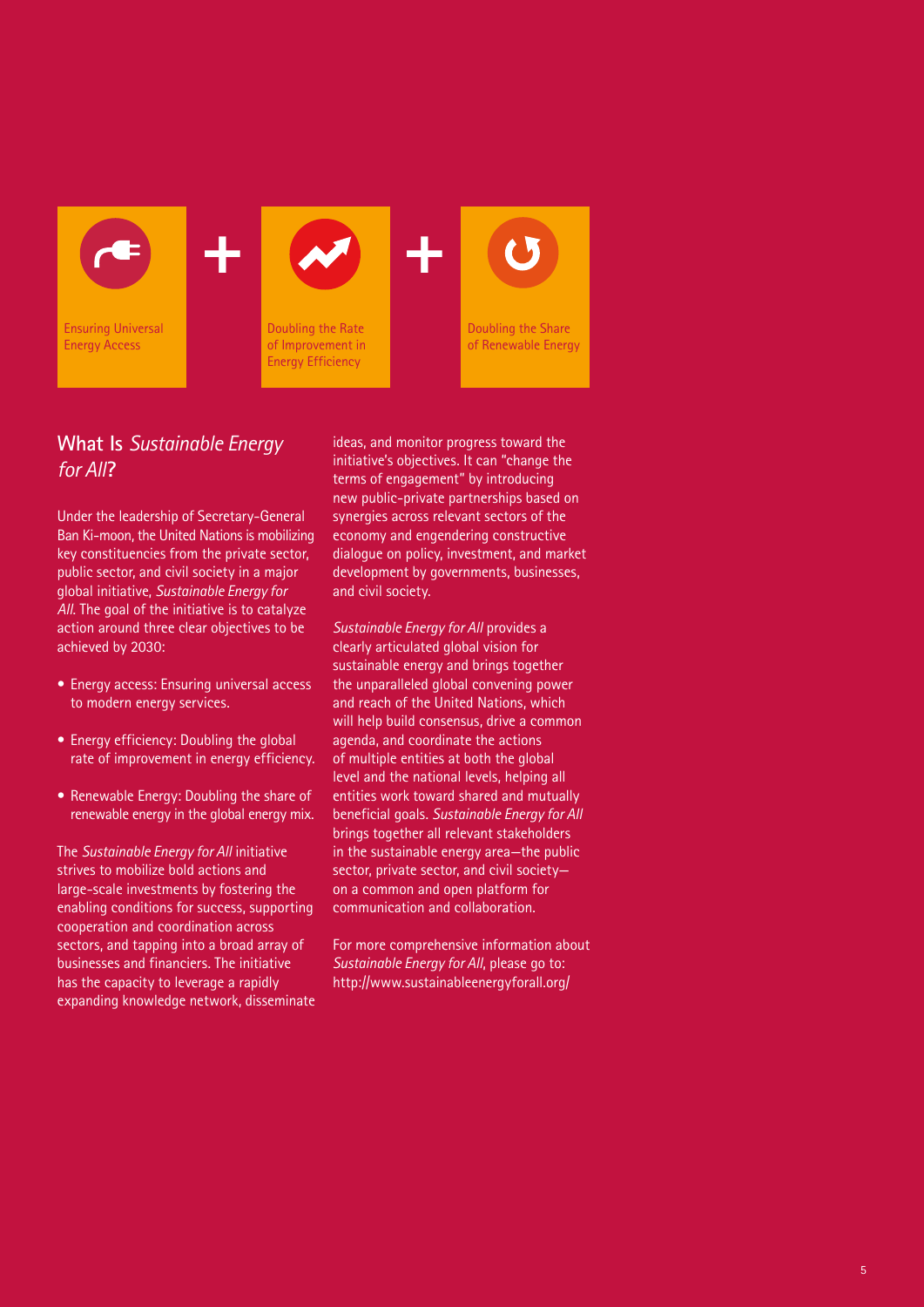Ensuring Universal Energy Access + Doubling the Rate of Improvement in Energy Efficiency + Doubling the Share of Renewable Energy

## What Is *Sustainable Energy for All*?

Under the leadership of Secretary-General Ban Ki-moon, the United Nations is mobilizing key constituencies from the private sector, public sector, and civil society in a major global initiative, *Sustainable Energy for All*. The goal of the initiative is to catalyze action around three clear objectives to be achieved by 2030:

- Energy access: Ensuring universal access to modern energy services.
- Energy efficiency: Doubling the global rate of improvement in energy efficiency.
- Renewable Energy: Doubling the share of renewable energy in the global energy mix.

The *Sustainable Energy for All* initiative strives to mobilize bold actions and large-scale investments by fostering the enabling conditions for success, supporting cooperation and coordination across sectors, and tapping into a broad array of businesses and financiers. The initiative has the capacity to leverage a rapidly expanding knowledge network, disseminate ideas, and monitor progress toward the initiative's objectives. It can "change the terms of engagement" by introducing new public-private partnerships based on synergies across relevant sectors of the economy and engendering constructive dialogue on policy, investment, and market development by governments, businesses, and civil society.

*Sustainable Energy for All* provides a clearly articulated global vision for sustainable energy and brings together the unparalleled global convening power and reach of the United Nations, which will help build consensus, drive a common agenda, and coordinate the actions of multiple entities at both the global level and the national levels, helping all entities work toward shared and mutually beneficial goals. *Sustainable Energy for All* brings together all relevant stakeholders in the sustainable energy area—the public sector, private sector, and civil society—on a common and open platform for communication and collaboration.

For more comprehensive information about *Sustainable Energy for All*, please go to: http://www.sustainableenergyforall.org/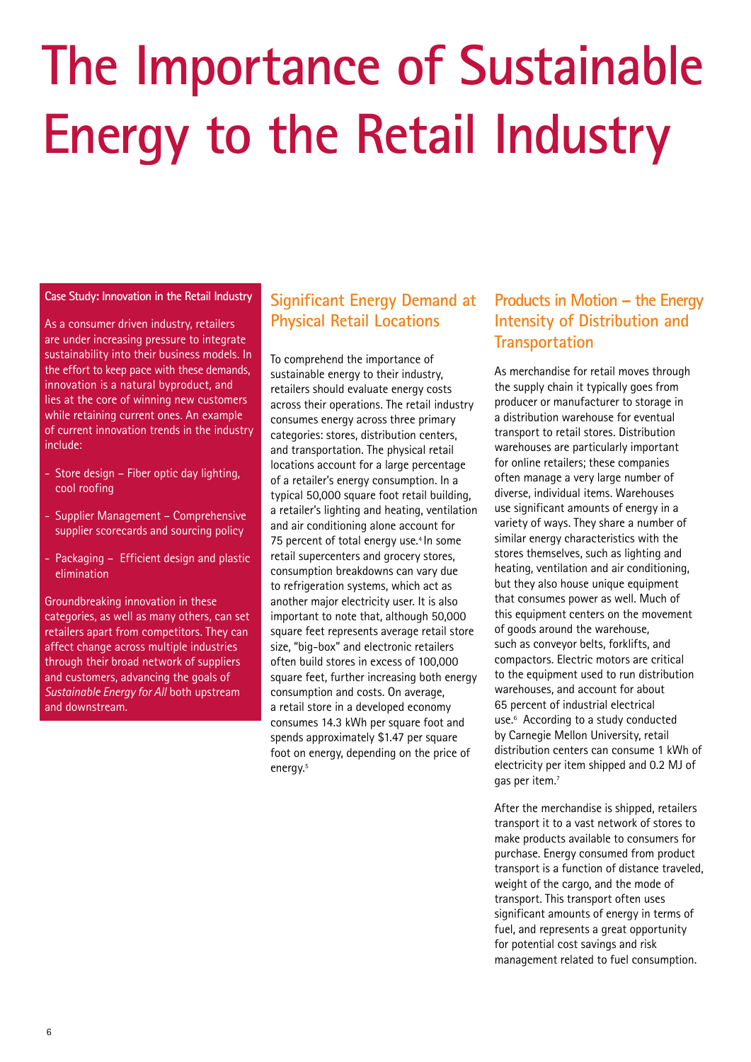# The Importance of Sustainable Energy to the Retail Industry

**Case Study: Innovation in the Retail Industry**

As a consumer driven industry, retailers are under increasing pressure to integrate sustainability into their business models. In the effort to keep pace with these demands, innovation is a natural byproduct, and lies at the core of winning new customers while retaining current ones. An example of current innovation trends in the industry include:

- Store design – Fiber optic day lighting, cool roofing
- Supplier Management – Comprehensive supplier scorecards and sourcing policy
- Packaging – Efficient design and plastic elimination

Groundbreaking innovation in these categories, as well as many others, can set retailers apart from competitors. They can affect change across multiple industries through their broad network of suppliers and customers, advancing the goals of *Sustainable Energy for All* both upstream and downstream.

## Significant Energy Demand at Physical Retail Locations

To comprehend the importance of sustainable energy to their industry, retailers should evaluate energy costs across their operations. The retail industry consumes energy across three primary categories: stores, distribution centers, and transportation. The physical retail locations account for a large percentage of a retailer's energy consumption. In a typical 50,000 square foot retail building, a retailer's lighting and heating, ventilation and air conditioning alone account for 75 percent of total energy use.[4] In some retail supercenters and grocery stores, consumption breakdowns can vary due to refrigeration systems, which act as another major electricity user. It is also important to note that, although 50,000 square feet represents average retail store size, "big-box" and electronic retailers often build stores in excess of 100,000 square feet, further increasing both energy consumption and costs. On average, a retail store in a developed economy consumes 14.3 kWh per square foot and spends approximately $1.47 per square foot on energy, depending on the price of energy.[5]

## Products in Motion – the Energy Intensity of Distribution and Transportation

As merchandise for retail moves through the supply chain it typically goes from producer or manufacturer to storage in a distribution warehouse for eventual transport to retail stores. Distribution warehouses are particularly important for online retailers; these companies often manage a very large number of diverse, individual items. Warehouses use significant amounts of energy in a variety of ways. They share a number of similar energy characteristics with the stores themselves, such as lighting and heating, ventilation and air conditioning, but they also house unique equipment that consumes power as well. Much of this equipment centers on the movement of goods around the warehouse, such as conveyor belts, forklifts, and compactors. Electric motors are critical to the equipment used to run distribution warehouses, and account for about 65 percent of industrial electrical use.[6] According to a study conducted by Carnegie Mellon University, retail distribution centers can consume 1 kWh of electricity per item shipped and 0.2 MJ of gas per item.[7]

After the merchandise is shipped, retailers transport it to a vast network of stores to make products available to consumers for purchase. Energy consumed from product transport is a function of distance traveled, weight of the cargo, and the mode of transport. This transport often uses significant amounts of energy in terms of fuel, and represents a great opportunity for potential cost savings and risk management related to fuel consumption.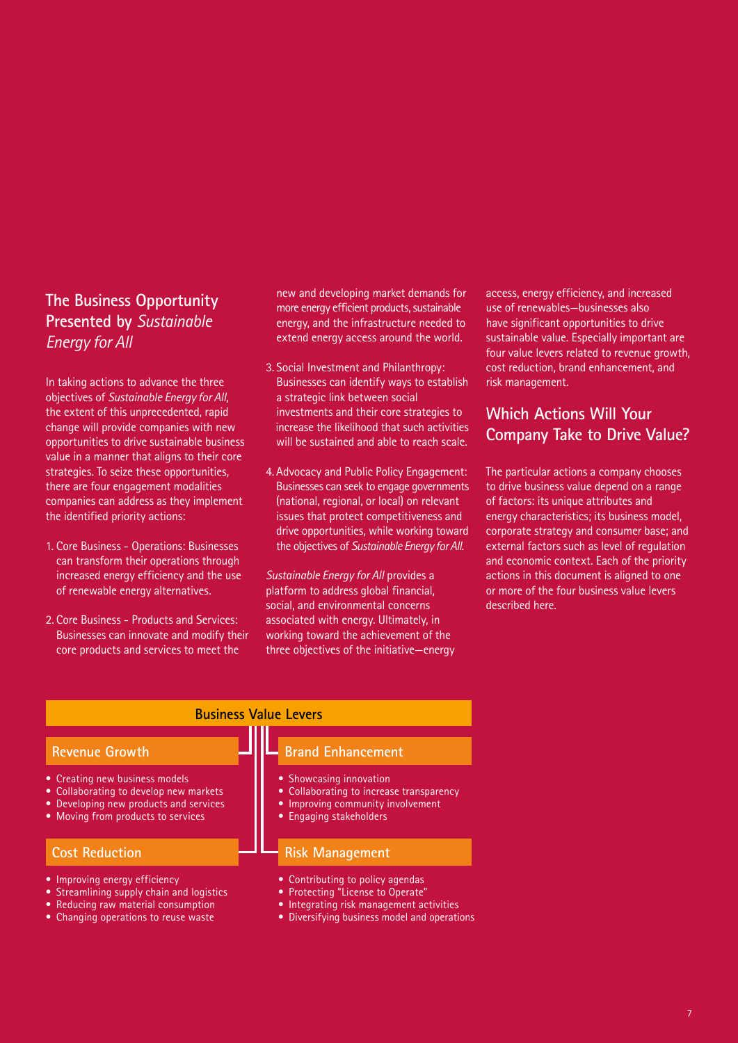## The Business Opportunity Presented by *Sustainable Energy for All*

In taking actions to advance the three objectives of *Sustainable Energy for All*, the extent of this unprecedented, rapid change will provide companies with new opportunities to drive sustainable business value in a manner that aligns to their core strategies. To seize these opportunities, there are four engagement modalities companies can address as they implement the identified priority actions:

1. Core Business - Operations: Businesses can transform their operations through increased energy efficiency and the use of renewable energy alternatives.
2. Core Business - Products and Services: Businesses can innovate and modify their core products and services to meet the new and developing market demands for more energy efficient products, sustainable energy, and the infrastructure needed to extend energy access around the world.
3. Social Investment and Philanthropy: Businesses can identify ways to establish a strategic link between social investments and their core strategies to increase the likelihood that such activities will be sustained and able to reach scale.
4. Advocacy and Public Policy Engagement: Businesses can seek to engage governments (national, regional, or local) on relevant issues that protect competitiveness and drive opportunities, while working toward the objectives of *Sustainable Energy for All*.

*Sustainable Energy for All* provides a platform to address global financial, social, and environmental concerns associated with energy. Ultimately, in working toward the achievement of the three objectives of the initiative—energy access, energy efficiency, and increased use of renewables—businesses also have significant opportunities to drive sustainable value. Especially important are four value levers related to revenue growth, cost reduction, brand enhancement, and risk management.

## Which Actions Will Your Company Take to Drive Value?

The particular actions a company chooses to drive business value depend on a range of factors: its unique attributes and energy characteristics; its business model, corporate strategy and consumer base; and external factors such as level of regulation and economic context. Each of the priority actions in this document is aligned to one or more of the four business value levers described here.

### Business Value Levers

#### Revenue Growth

- Creating new business models
- Collaborating to develop new markets
- Developing new products and services
- Moving from products to services

#### Cost Reduction

- Improving energy efficiency
- Streamlining supply chain and logistics
- Reducing raw material consumption
- Changing operations to reuse waste

#### Brand Enhancement

- Showcasing innovation
- Collaborating to increase transparency
- Improving community involvement
- Engaging stakeholders

#### Risk Management

- Contributing to policy agendas
- Protecting "License to Operate"
- Integrating risk management activities
- Diversifying business model and operations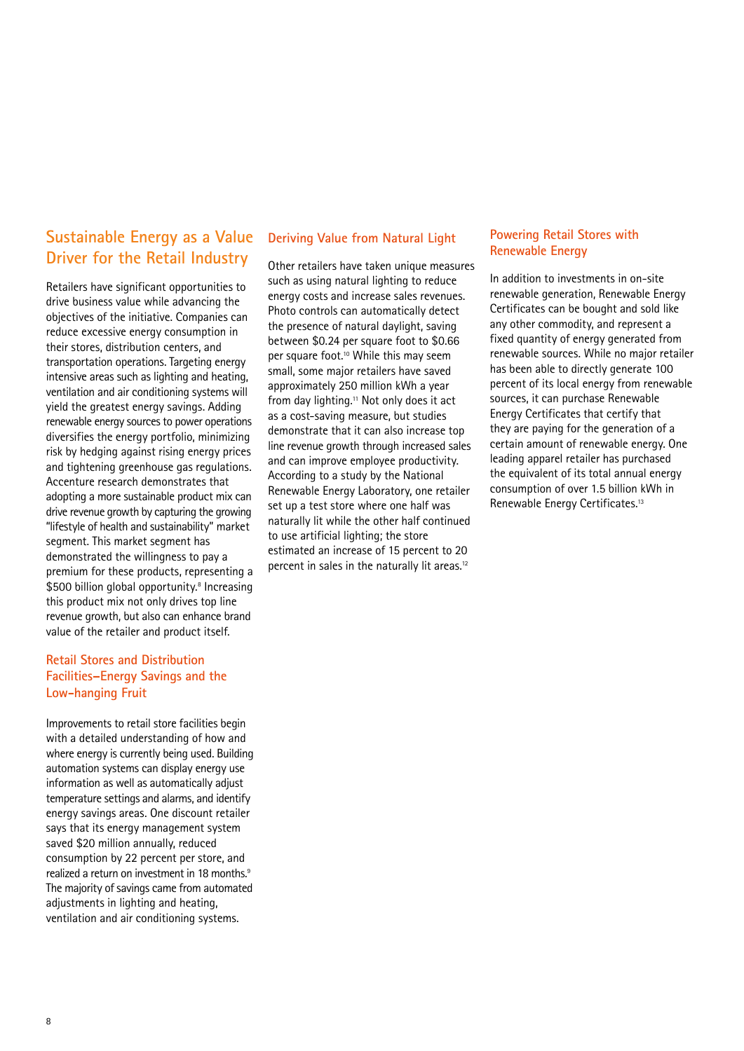## Sustainable Energy as a Value Driver for the Retail Industry

Retailers have significant opportunities to drive business value while advancing the objectives of the initiative. Companies can reduce excessive energy consumption in their stores, distribution centers, and transportation operations. Targeting energy intensive areas such as lighting and heating, ventilation and air conditioning systems will yield the greatest energy savings. Adding renewable energy sources to power operations diversifies the energy portfolio, minimizing risk by hedging against rising energy prices and tightening greenhouse gas regulations. Accenture research demonstrates that adopting a more sustainable product mix can drive revenue growth by capturing the growing "lifestyle of health and sustainability" market segment. This market segment has demonstrated the willingness to pay a premium for these products, representing a $500 billion global opportunity.[8] Increasing this product mix not only drives top line revenue growth, but also can enhance brand value of the retailer and product itself.

### Retail Stores and Distribution Facilities–Energy Savings and the Low-hanging Fruit

Improvements to retail store facilities begin with a detailed understanding of how and where energy is currently being used. Building automation systems can display energy use information as well as automatically adjust temperature settings and alarms, and identify energy savings areas. One discount retailer says that its energy management system saved $20 million annually, reduced consumption by 22 percent per store, and realized a return on investment in 18 months.[9] The majority of savings came from automated adjustments in lighting and heating, ventilation and air conditioning systems.

### Deriving Value from Natural Light

Other retailers have taken unique measures such as using natural lighting to reduce energy costs and increase sales revenues. Photo controls can automatically detect the presence of natural daylight, saving between $0.24 per square foot to $0.66 per square foot.[10] While this may seem small, some major retailers have saved approximately 250 million kWh a year from day lighting.[11] Not only does it act as a cost-saving measure, but studies demonstrate that it can also increase top line revenue growth through increased sales and can improve employee productivity. According to a study by the National Renewable Energy Laboratory, one retailer set up a test store where one half was naturally lit while the other half continued to use artificial lighting; the store estimated an increase of 15 percent to 20 percent in sales in the naturally lit areas.[12]

### Powering Retail Stores with Renewable Energy

In addition to investments in on-site renewable generation, Renewable Energy Certificates can be bought and sold like any other commodity, and represent a fixed quantity of energy generated from renewable sources. While no major retailer has been able to directly generate 100 percent of its local energy from renewable sources, it can purchase Renewable Energy Certificates that certify that they are paying for the generation of a certain amount of renewable energy. One leading apparel retailer has purchased the equivalent of its total annual energy consumption of over 1.5 billion kWh in Renewable Energy Certificates.[13]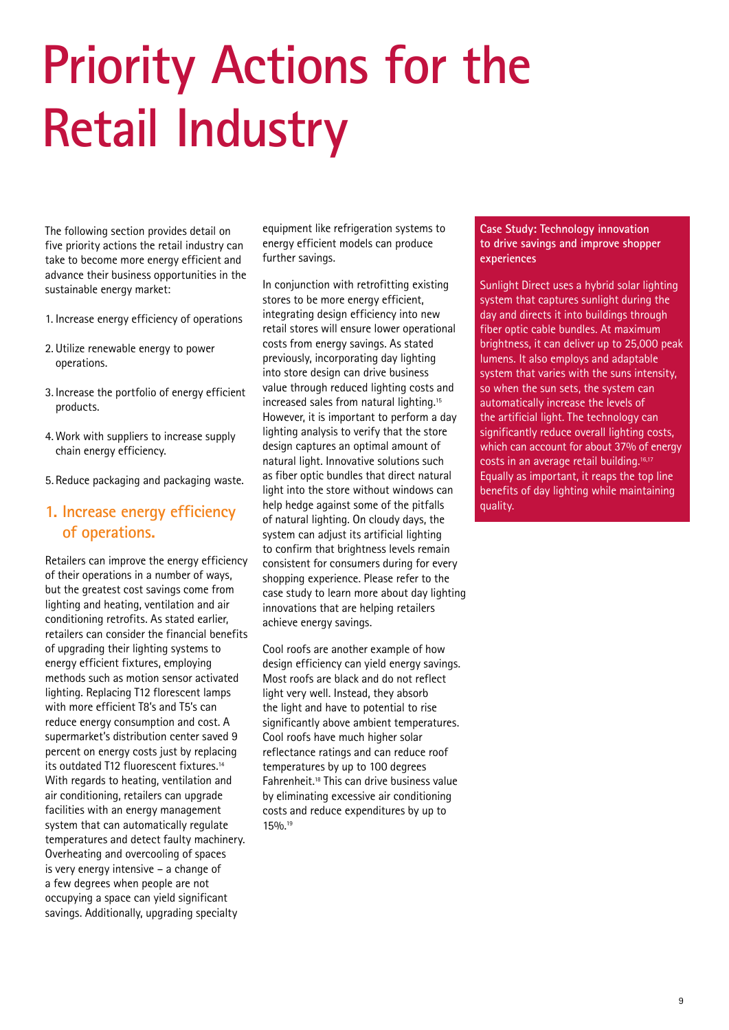# Priority Actions for the Retail Industry

The following section provides detail on five priority actions the retail industry can take to become more energy efficient and advance their business opportunities in the sustainable energy market:

1. Increase energy efficiency of operations
2. Utilize renewable energy to power operations.
3. Increase the portfolio of energy efficient products.
4. Work with suppliers to increase supply chain energy efficiency.
5. Reduce packaging and packaging waste.

## 1. Increase energy efficiency of operations.

Retailers can improve the energy efficiency of their operations in a number of ways, but the greatest cost savings come from lighting and heating, ventilation and air conditioning retrofits. As stated earlier, retailers can consider the financial benefits of upgrading their lighting systems to energy efficient fixtures, employing methods such as motion sensor activated lighting. Replacing T12 florescent lamps with more efficient T8's and T5's can reduce energy consumption and cost. A supermarket's distribution center saved 9 percent on energy costs just by replacing its outdated T12 fluorescent fixtures.[14] With regards to heating, ventilation and air conditioning, retailers can upgrade facilities with an energy management system that can automatically regulate temperatures and detect faulty machinery. Overheating and overcooling of spaces is very energy intensive – a change of a few degrees when people are not occupying a space can yield significant savings. Additionally, upgrading specialty equipment like refrigeration systems to energy efficient models can produce further savings.

In conjunction with retrofitting existing stores to be more energy efficient, integrating design efficiency into new retail stores will ensure lower operational costs from energy savings. As stated previously, incorporating day lighting into store design can drive business value through reduced lighting costs and increased sales from natural lighting.[15] However, it is important to perform a day lighting analysis to verify that the store design captures an optimal amount of natural light. Innovative solutions such as fiber optic bundles that direct natural light into the store without windows can help hedge against some of the pitfalls of natural lighting. On cloudy days, the system can adjust its artificial lighting to confirm that brightness levels remain consistent for consumers during for every shopping experience. Please refer to the case study to learn more about day lighting innovations that are helping retailers achieve energy savings.

Cool roofs are another example of how design efficiency can yield energy savings. Most roofs are black and do not reflect light very well. Instead, they absorb the light and have to potential to rise significantly above ambient temperatures. Cool roofs have much higher solar reflectance ratings and can reduce roof temperatures by up to 100 degrees Fahrenheit.[18] This can drive business value by eliminating excessive air conditioning costs and reduce expenditures by up to 15%.[19]

**Case Study: Technology innovation to drive savings and improve shopper experiences**

Sunlight Direct uses a hybrid solar lighting system that captures sunlight during the day and directs it into buildings through fiber optic cable bundles. At maximum brightness, it can deliver up to 25,000 peak lumens. It also employs and adaptable system that varies with the suns intensity, so when the sun sets, the system can automatically increase the levels of the artificial light. The technology can significantly reduce overall lighting costs, which can account for about 37% of energy costs in an average retail building.[16,17] Equally as important, it reaps the top line benefits of day lighting while maintaining quality.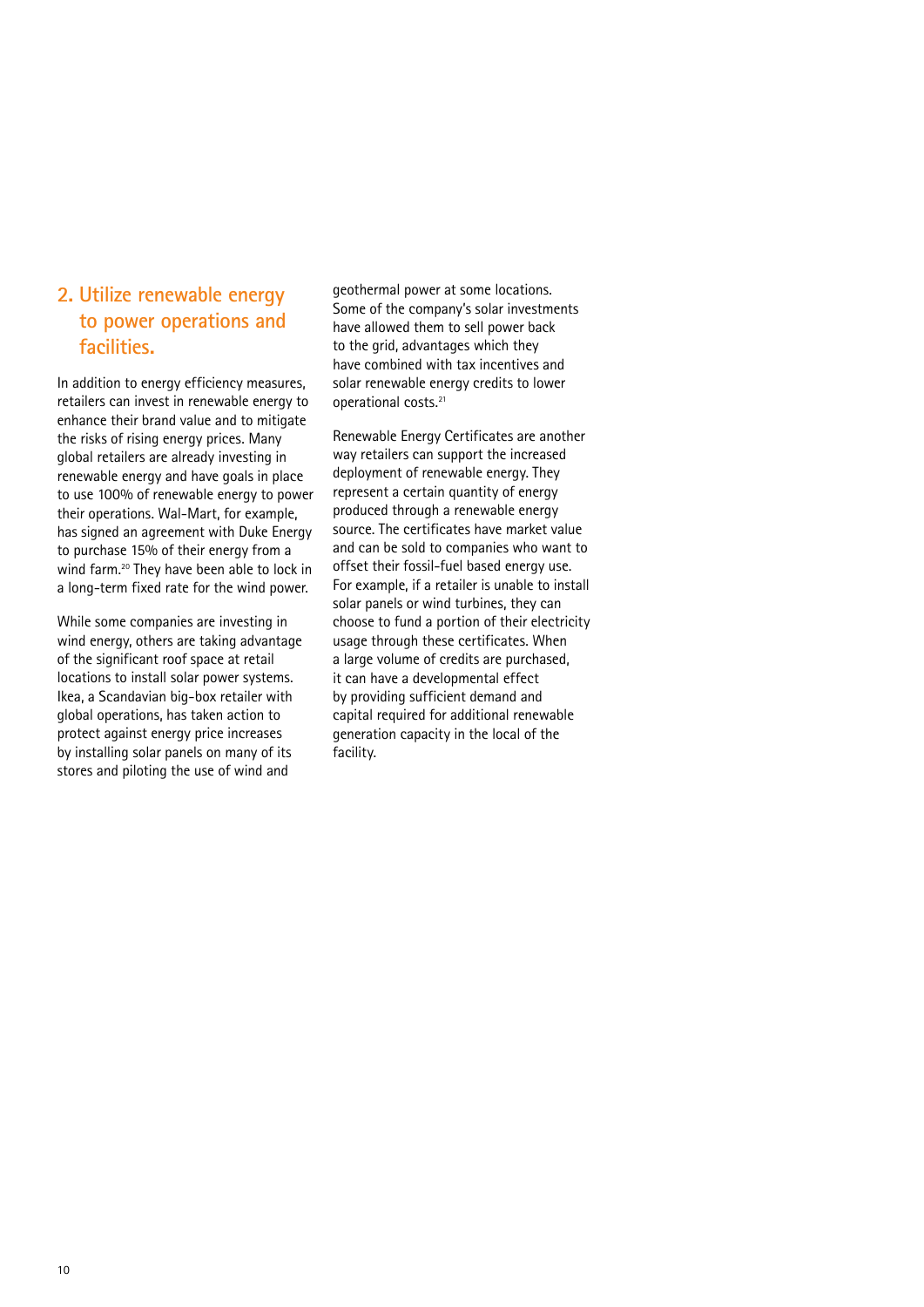## 2. Utilize renewable energy to power operations and facilities.

In addition to energy efficiency measures, retailers can invest in renewable energy to enhance their brand value and to mitigate the risks of rising energy prices. Many global retailers are already investing in renewable energy and have goals in place to use 100% of renewable energy to power their operations. Wal-Mart, for example, has signed an agreement with Duke Energy to purchase 15% of their energy from a wind farm.[20] They have been able to lock in a long-term fixed rate for the wind power.

While some companies are investing in wind energy, others are taking advantage of the significant roof space at retail locations to install solar power systems. Ikea, a Scandavian big-box retailer with global operations, has taken action to protect against energy price increases by installing solar panels on many of its stores and piloting the use of wind and geothermal power at some locations. Some of the company's solar investments have allowed them to sell power back to the grid, advantages which they have combined with tax incentives and solar renewable energy credits to lower operational costs.[21]

Renewable Energy Certificates are another way retailers can support the increased deployment of renewable energy. They represent a certain quantity of energy produced through a renewable energy source. The certificates have market value and can be sold to companies who want to offset their fossil-fuel based energy use. For example, if a retailer is unable to install solar panels or wind turbines, they can choose to fund a portion of their electricity usage through these certificates. When a large volume of credits are purchased, it can have a developmental effect by providing sufficient demand and capital required for additional renewable generation capacity in the local of the facility.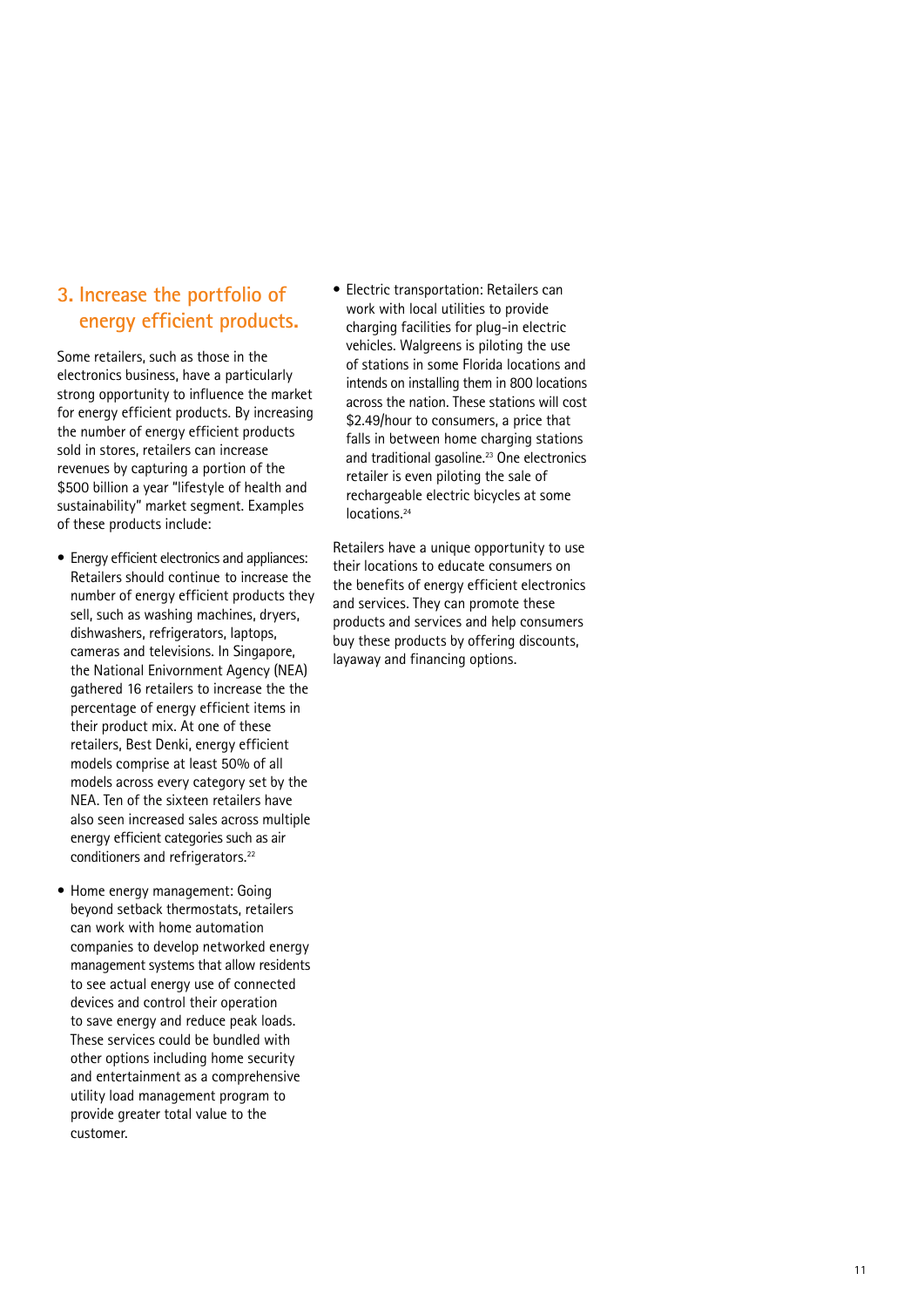## 3. Increase the portfolio of energy efficient products.

Some retailers, such as those in the electronics business, have a particularly strong opportunity to influence the market for energy efficient products. By increasing the number of energy efficient products sold in stores, retailers can increase revenues by capturing a portion of the $500 billion a year "lifestyle of health and sustainability" market segment. Examples of these products include:

- Energy efficient electronics and appliances: Retailers should continue to increase the number of energy efficient products they sell, such as washing machines, dryers, dishwashers, refrigerators, laptops, cameras and televisions. In Singapore, the National Enivornment Agency (NEA) gathered 16 retailers to increase the the percentage of energy efficient items in their product mix. At one of these retailers, Best Denki, energy efficient models comprise at least 50% of all models across every category set by the NEA. Ten of the sixteen retailers have also seen increased sales across multiple energy efficient categories such as air conditioners and refrigerators.[22]

- Home energy management: Going beyond setback thermostats, retailers can work with home automation companies to develop networked energy management systems that allow residents to see actual energy use of connected devices and control their operation to save energy and reduce peak loads. These services could be bundled with other options including home security and entertainment as a comprehensive utility load management program to provide greater total value to the customer.

- Electric transportation: Retailers can work with local utilities to provide charging facilities for plug-in electric vehicles. Walgreens is piloting the use of stations in some Florida locations and intends on installing them in 800 locations across the nation. These stations will cost $2.49/hour to consumers, a price that falls in between home charging stations and traditional gasoline.[23] One electronics retailer is even piloting the sale of rechargeable electric bicycles at some locations.[24]

Retailers have a unique opportunity to use their locations to educate consumers on the benefits of energy efficient electronics and services. They can promote these products and services and help consumers buy these products by offering discounts, layaway and financing options.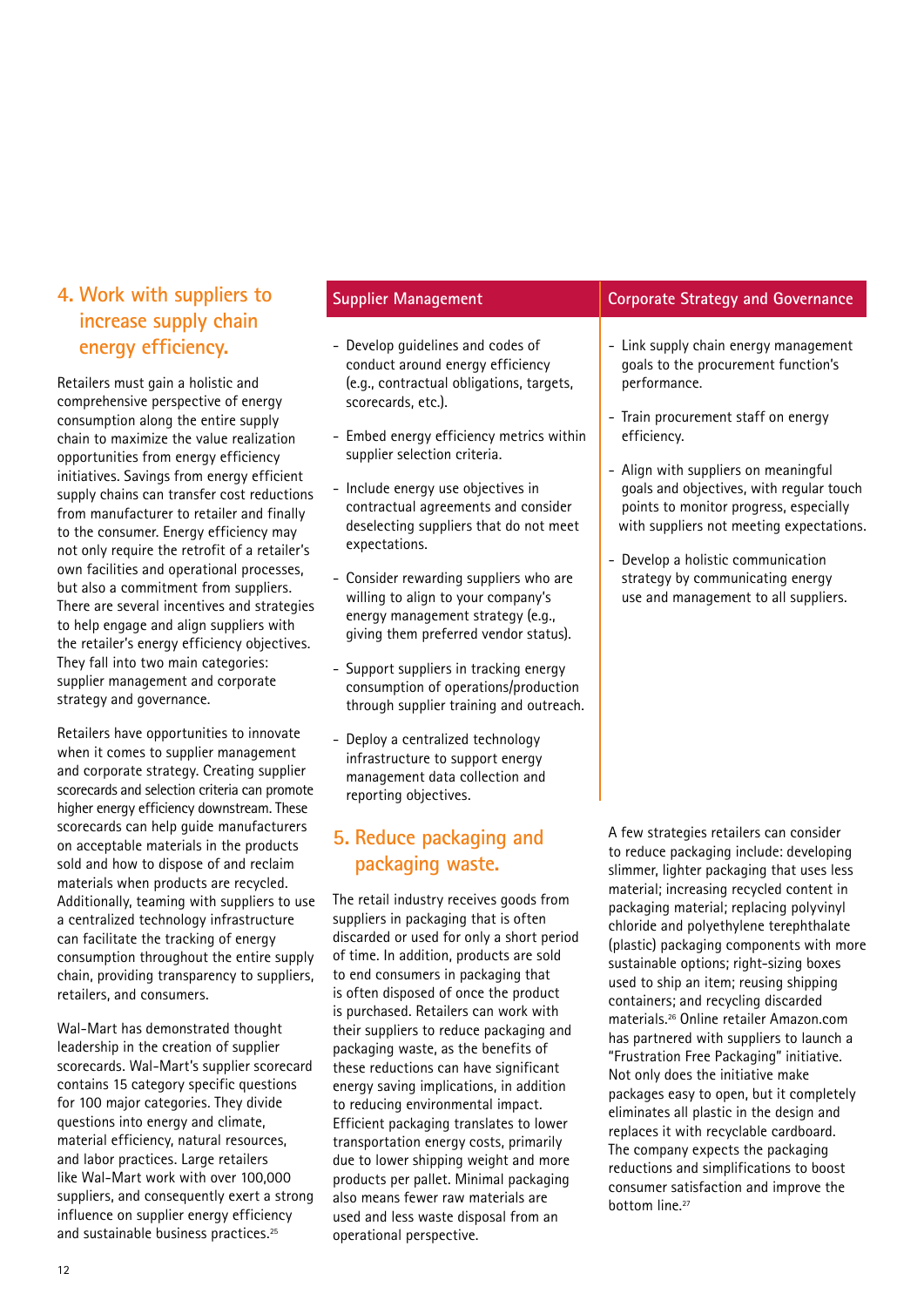## 4. Work with suppliers to increase supply chain energy efficiency.

Retailers must gain a holistic and comprehensive perspective of energy consumption along the entire supply chain to maximize the value realization opportunities from energy efficiency initiatives. Savings from energy efficient supply chains can transfer cost reductions from manufacturer to retailer and finally to the consumer. Energy efficiency may not only require the retrofit of a retailer's own facilities and operational processes, but also a commitment from suppliers. There are several incentives and strategies to help engage and align suppliers with the retailer's energy efficiency objectives. They fall into two main categories: supplier management and corporate strategy and governance.

Retailers have opportunities to innovate when it comes to supplier management and corporate strategy. Creating supplier scorecards and selection criteria can promote higher energy efficiency downstream. These scorecards can help guide manufacturers on acceptable materials in the products sold and how to dispose of and reclaim materials when products are recycled. Additionally, teaming with suppliers to use a centralized technology infrastructure can facilitate the tracking of energy consumption throughout the entire supply chain, providing transparency to suppliers, retailers, and consumers.

Wal-Mart has demonstrated thought leadership in the creation of supplier scorecards. Wal-Mart's supplier scorecard contains 15 category specific questions for 100 major categories. They divide questions into energy and climate, material efficiency, natural resources, and labor practices. Large retailers like Wal-Mart work with over 100,000 suppliers, and consequently exert a strong influence on supplier energy efficiency and sustainable business practices.[25]

| Supplier Management | Corporate Strategy and Governance |
|---|---|
| - Develop guidelines and codes of conduct around energy efficiency (e.g., contractual obligations, targets, scorecards, etc.).<br>- Embed energy efficiency metrics within supplier selection criteria.<br>- Include energy use objectives in contractual agreements and consider deselecting suppliers that do not meet expectations.<br>- Consider rewarding suppliers who are willing to align to your company's energy management strategy (e.g., giving them preferred vendor status).<br>- Support suppliers in tracking energy consumption of operations/production through supplier training and outreach.<br>- Deploy a centralized technology infrastructure to support energy management data collection and reporting objectives. | - Link supply chain energy management goals to the procurement function's performance.<br>- Train procurement staff on energy efficiency.<br>- Align with suppliers on meaningful goals and objectives, with regular touch points to monitor progress, especially with suppliers not meeting expectations.<br>- Develop a holistic communication strategy by communicating energy use and management to all suppliers. |

## 5. Reduce packaging and packaging waste.

The retail industry receives goods from suppliers in packaging that is often discarded or used for only a short period of time. In addition, products are sold to end consumers in packaging that is often disposed of once the product is purchased. Retailers can work with their suppliers to reduce packaging and packaging waste, as the benefits of these reductions can have significant energy saving implications, in addition to reducing environmental impact. Efficient packaging translates to lower transportation energy costs, primarily due to lower shipping weight and more products per pallet. Minimal packaging also means fewer raw materials are used and less waste disposal from an operational perspective.

A few strategies retailers can consider to reduce packaging include: developing slimmer, lighter packaging that uses less material; increasing recycled content in packaging material; replacing polyvinyl chloride and polyethylene terephthalate (plastic) packaging components with more sustainable options; right-sizing boxes used to ship an item; reusing shipping containers; and recycling discarded materials.[26] Online retailer Amazon.com has partnered with suppliers to launch a "Frustration Free Packaging" initiative. Not only does the initiative make packages easy to open, but it completely eliminates all plastic in the design and replaces it with recyclable cardboard. The company expects the packaging reductions and simplifications to boost consumer satisfaction and improve the bottom line.[27]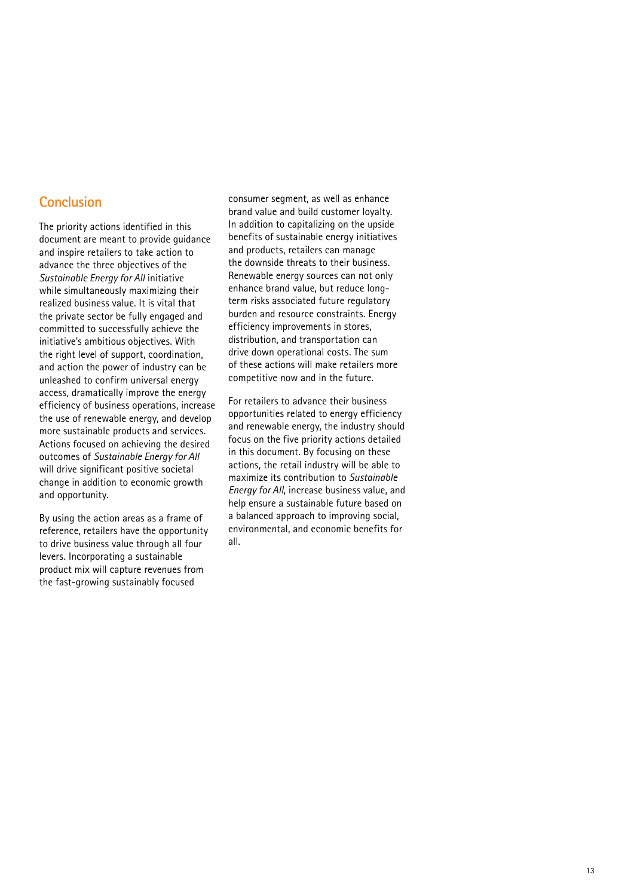## Conclusion

The priority actions identified in this document are meant to provide guidance and inspire retailers to take action to advance the three objectives of the *Sustainable Energy for All* initiative while simultaneously maximizing their realized business value. It is vital that the private sector be fully engaged and committed to successfully achieve the initiative's ambitious objectives. With the right level of support, coordination, and action the power of industry can be unleashed to confirm universal energy access, dramatically improve the energy efficiency of business operations, increase the use of renewable energy, and develop more sustainable products and services. Actions focused on achieving the desired outcomes of *Sustainable Energy for All* will drive significant positive societal change in addition to economic growth and opportunity.

By using the action areas as a frame of reference, retailers have the opportunity to drive business value through all four levers. Incorporating a sustainable product mix will capture revenues from the fast-growing sustainably focused consumer segment, as well as enhance brand value and build customer loyalty. In addition to capitalizing on the upside benefits of sustainable energy initiatives and products, retailers can manage the downside threats to their business. Renewable energy sources can not only enhance brand value, but reduce long-term risks associated future regulatory burden and resource constraints. Energy efficiency improvements in stores, distribution, and transportation can drive down operational costs. The sum of these actions will make retailers more competitive now and in the future.

For retailers to advance their business opportunities related to energy efficiency and renewable energy, the industry should focus on the five priority actions detailed in this document. By focusing on these actions, the retail industry will be able to maximize its contribution to *Sustainable Energy for All*, increase business value, and help ensure a sustainable future based on a balanced approach to improving social, environmental, and economic benefits for all.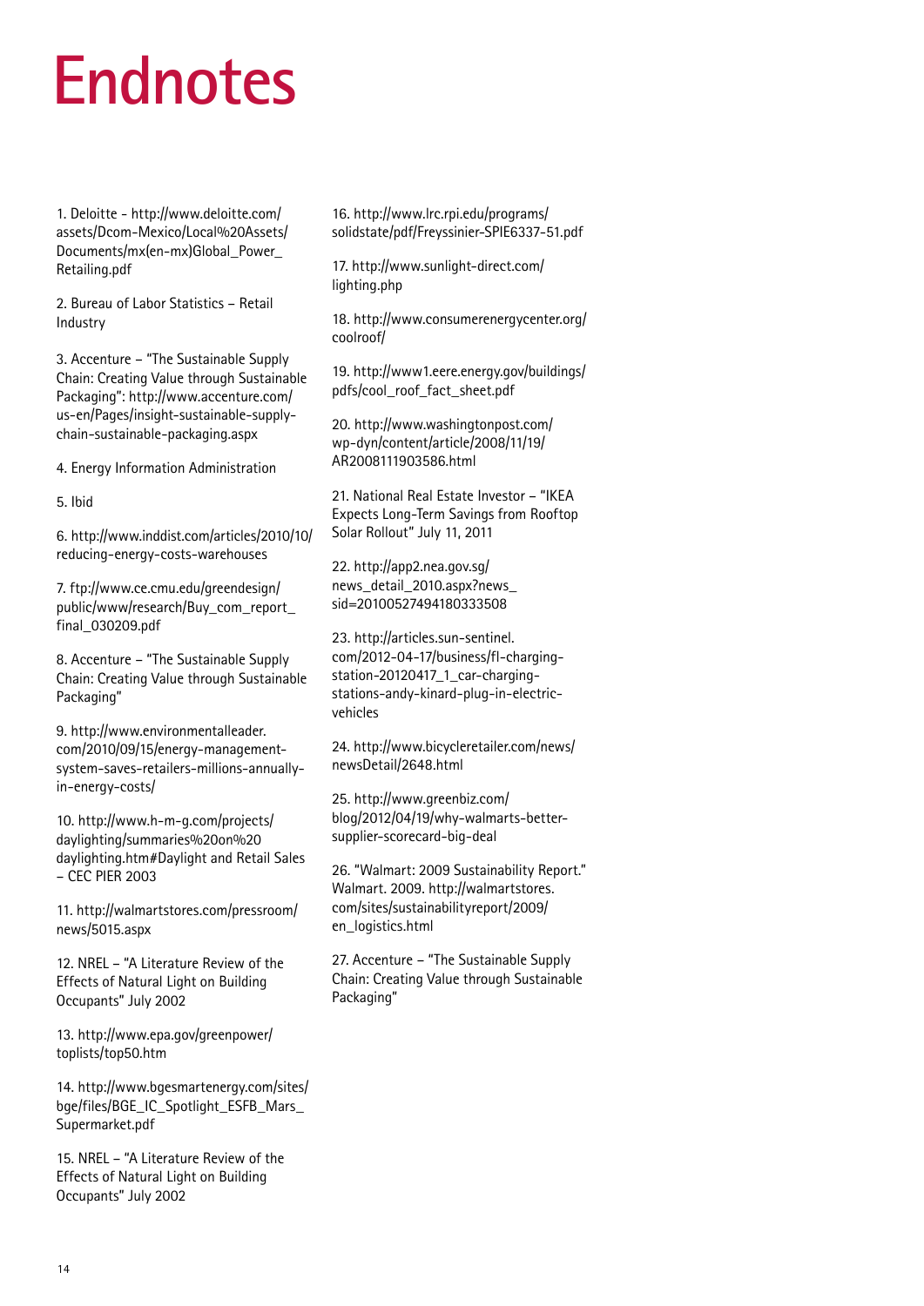# Endnotes

1. Deloitte - http://www.deloitte.com/assets/Dcom-Mexico/Local%20Assets/Documents/mx(en-mx)Global_Power_Retailing.pdf

2. Bureau of Labor Statistics – Retail Industry

3. Accenture – "The Sustainable Supply Chain: Creating Value through Sustainable Packaging": http://www.accenture.com/us-en/Pages/insight-sustainable-supply-chain-sustainable-packaging.aspx

4. Energy Information Administration

5. Ibid

6. http://www.inddist.com/articles/2010/10/reducing-energy-costs-warehouses

7. ftp://www.ce.cmu.edu/greendesign/public/www/research/Buy_com_report_final_030209.pdf

8. Accenture – "The Sustainable Supply Chain: Creating Value through Sustainable Packaging"

9. http://www.environmentalleader.com/2010/09/15/energy-management-system-saves-retailers-millions-annually-in-energy-costs/

10. http://www.h-m-g.com/projects/daylighting/summaries%20on%20daylighting.htm#Daylight and Retail Sales – CEC PIER 2003

11. http://walmartstores.com/pressroom/news/5015.aspx

12. NREL – "A Literature Review of the Effects of Natural Light on Building Occupants" July 2002

13. http://www.epa.gov/greenpower/toplists/top50.htm

14. http://www.bgesmartenergy.com/sites/bge/files/BGE_IC_Spotlight_ESFB_Mars_Supermarket.pdf

15. NREL – "A Literature Review of the Effects of Natural Light on Building Occupants" July 2002

16. http://www.lrc.rpi.edu/programs/solidstate/pdf/Freyssinier-SPIE6337-51.pdf

17. http://www.sunlight-direct.com/lighting.php

18. http://www.consumerenergycenter.org/coolroof/

19. http://www1.eere.energy.gov/buildings/pdfs/cool_roof_fact_sheet.pdf

20. http://www.washingtonpost.com/wp-dyn/content/article/2008/11/19/AR2008111903586.html

21. National Real Estate Investor – "IKEA Expects Long-Term Savings from Rooftop Solar Rollout" July 11, 2011

22. http://app2.nea.gov.sg/news_detail_2010.aspx?news_sid=20100527494180333508

23. http://articles.sun-sentinel.com/2012-04-17/business/fl-charging-station-20120417_1_car-charging-stations-andy-kinard-plug-in-electric-vehicles

24. http://www.bicycleretailer.com/news/newsDetail/2648.html

25. http://www.greenbiz.com/blog/2012/04/19/why-walmarts-better-supplier-scorecard-big-deal

26. "Walmart: 2009 Sustainability Report." Walmart. 2009. http://walmartstores.com/sites/sustainabilityreport/2009/en_logistics.html

27. Accenture – "The Sustainable Supply Chain: Creating Value through Sustainable Packaging"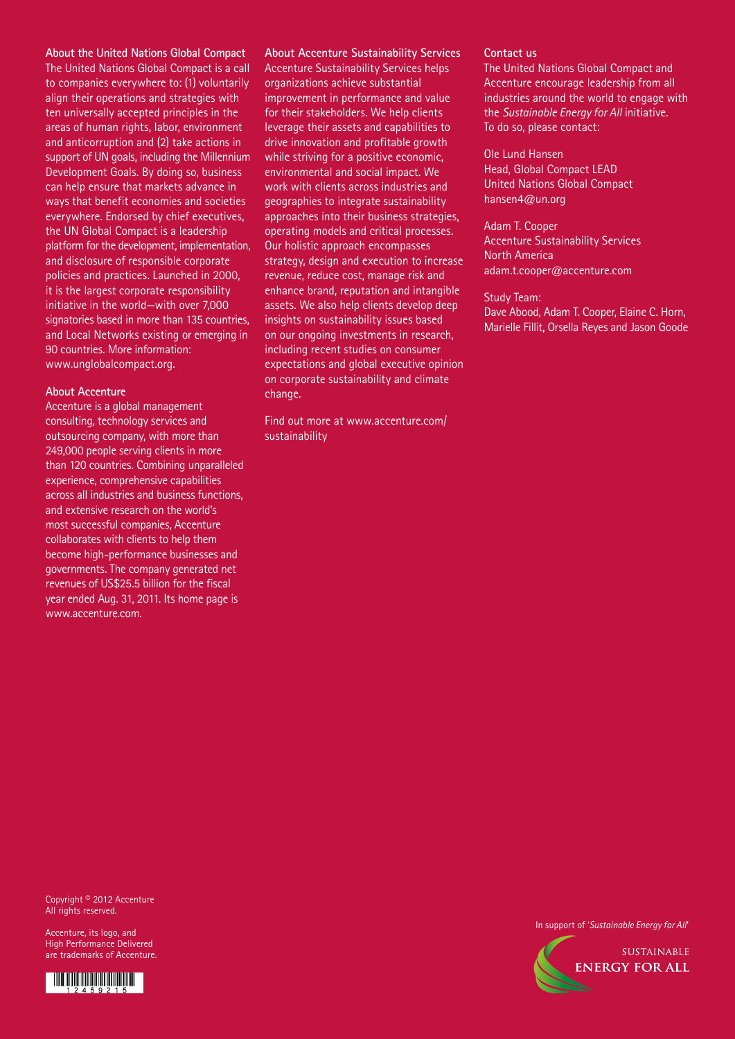**About the United Nations Global Compact**

The United Nations Global Compact is a call to companies everywhere to: (1) voluntarily align their operations and strategies with ten universally accepted principles in the areas of human rights, labor, environment and anticorruption and (2) take actions in support of UN goals, including the Millennium Development Goals. By doing so, business can help ensure that markets advance in ways that benefit economies and societies everywhere. Endorsed by chief executives, the UN Global Compact is a leadership platform for the development, implementation, and disclosure of responsible corporate policies and practices. Launched in 2000, it is the largest corporate responsibility initiative in the world—with over 7,000 signatories based in more than 135 countries, and Local Networks existing or emerging in 90 countries. More information: www.unglobalcompact.org.

**About Accenture**

Accenture is a global management consulting, technology services and outsourcing company, with more than 249,000 people serving clients in more than 120 countries. Combining unparalleled experience, comprehensive capabilities across all industries and business functions, and extensive research on the world's most successful companies, Accenture collaborates with clients to help them become high-performance businesses and governments. The company generated net revenues of US$25.5 billion for the fiscal year ended Aug. 31, 2011. Its home page is www.accenture.com.

**About Accenture Sustainability Services**

Accenture Sustainability Services helps organizations achieve substantial improvement in performance and value for their stakeholders. We help clients leverage their assets and capabilities to drive innovation and profitable growth while striving for a positive economic, environmental and social impact. We work with clients across industries and geographies to integrate sustainability approaches into their business strategies, operating models and critical processes. Our holistic approach encompasses strategy, design and execution to increase revenue, reduce cost, manage risk and enhance brand, reputation and intangible assets. We also help clients develop deep insights on sustainability issues based on our ongoing investments in research, including recent studies on consumer expectations and global executive opinion on corporate sustainability and climate change.

Find out more at www.accenture.com/sustainability

**Contact us**

The United Nations Global Compact and Accenture encourage leadership from all industries around the world to engage with the *Sustainable Energy for All* initiative. To do so, please contact:

Ole Lund Hansen
Head, Global Compact LEAD
United Nations Global Compact
hansen4@un.org

Adam T. Cooper
Accenture Sustainability Services
North America
adam.t.cooper@accenture.com

Study Team:
Dave Abood, Adam T. Cooper, Elaine C. Horn, Marielle Fillit, Orsella Reyes and Jason Goode

Copyright © 2012 Accenture
All rights reserved.

Accenture, its logo, and High Performance Delivered are trademarks of Accenture.

12459215

In support of '*Sustainable Energy for All*'

SUSTAINABLE ENERGY FOR ALL